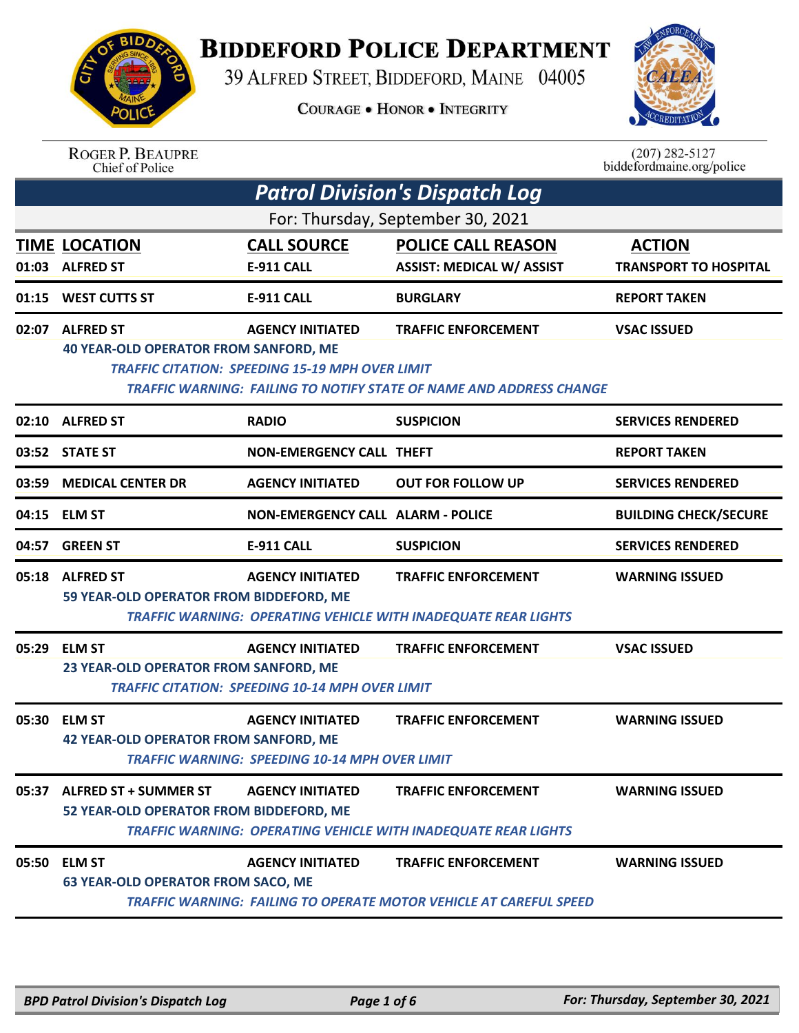# Biddeford Police Department

39 Alfred Street, Biddeford, Maine 04005

Courage • Honor • Integrity

Roger P. Beaupre
Chief of Police

(207) 282-5127
biddefordmaine.org/police

## Patrol Division's Dispatch Log

For: Thursday, September 30, 2021

| TIME | LOCATION | CALL SOURCE | POLICE CALL REASON | ACTION |
|---|---|---|---|---|
| 01:03 | ALFRED ST | E-911 CALL | ASSIST: MEDICAL W/ ASSIST | TRANSPORT TO HOSPITAL |
| 01:15 | WEST CUTTS ST | E-911 CALL | BURGLARY | REPORT TAKEN |
| 02:07 | ALFRED ST | AGENCY INITIATED | TRAFFIC ENFORCEMENT | VSAC ISSUED |
| | 40 YEAR-OLD OPERATOR FROM SANFORD, ME<br>*TRAFFIC CITATION: SPEEDING 15-19 MPH OVER LIMIT*<br>*TRAFFIC WARNING: FAILING TO NOTIFY STATE OF NAME AND ADDRESS CHANGE* | | | |
| 02:10 | ALFRED ST | RADIO | SUSPICION | SERVICES RENDERED |
| 03:52 | STATE ST | NON-EMERGENCY CALL | THEFT | REPORT TAKEN |
| 03:59 | MEDICAL CENTER DR | AGENCY INITIATED | OUT FOR FOLLOW UP | SERVICES RENDERED |
| 04:15 | ELM ST | NON-EMERGENCY CALL | ALARM - POLICE | BUILDING CHECK/SECURE |
| 04:57 | GREEN ST | E-911 CALL | SUSPICION | SERVICES RENDERED |
| 05:18 | ALFRED ST | AGENCY INITIATED | TRAFFIC ENFORCEMENT | WARNING ISSUED |
| | 59 YEAR-OLD OPERATOR FROM BIDDEFORD, ME<br>*TRAFFIC WARNING: OPERATING VEHICLE WITH INADEQUATE REAR LIGHTS* | | | |
| 05:29 | ELM ST | AGENCY INITIATED | TRAFFIC ENFORCEMENT | VSAC ISSUED |
| | 23 YEAR-OLD OPERATOR FROM SANFORD, ME<br>*TRAFFIC CITATION: SPEEDING 10-14 MPH OVER LIMIT* | | | |
| 05:30 | ELM ST | AGENCY INITIATED | TRAFFIC ENFORCEMENT | WARNING ISSUED |
| | 42 YEAR-OLD OPERATOR FROM SANFORD, ME<br>*TRAFFIC WARNING: SPEEDING 10-14 MPH OVER LIMIT* | | | |
| 05:37 | ALFRED ST + SUMMER ST | AGENCY INITIATED | TRAFFIC ENFORCEMENT | WARNING ISSUED |
| | 52 YEAR-OLD OPERATOR FROM BIDDEFORD, ME<br>*TRAFFIC WARNING: OPERATING VEHICLE WITH INADEQUATE REAR LIGHTS* | | | |
| 05:50 | ELM ST | AGENCY INITIATED | TRAFFIC ENFORCEMENT | WARNING ISSUED |
| | 63 YEAR-OLD OPERATOR FROM SACO, ME<br>*TRAFFIC WARNING: FAILING TO OPERATE MOTOR VEHICLE AT CAREFUL SPEED* | | | |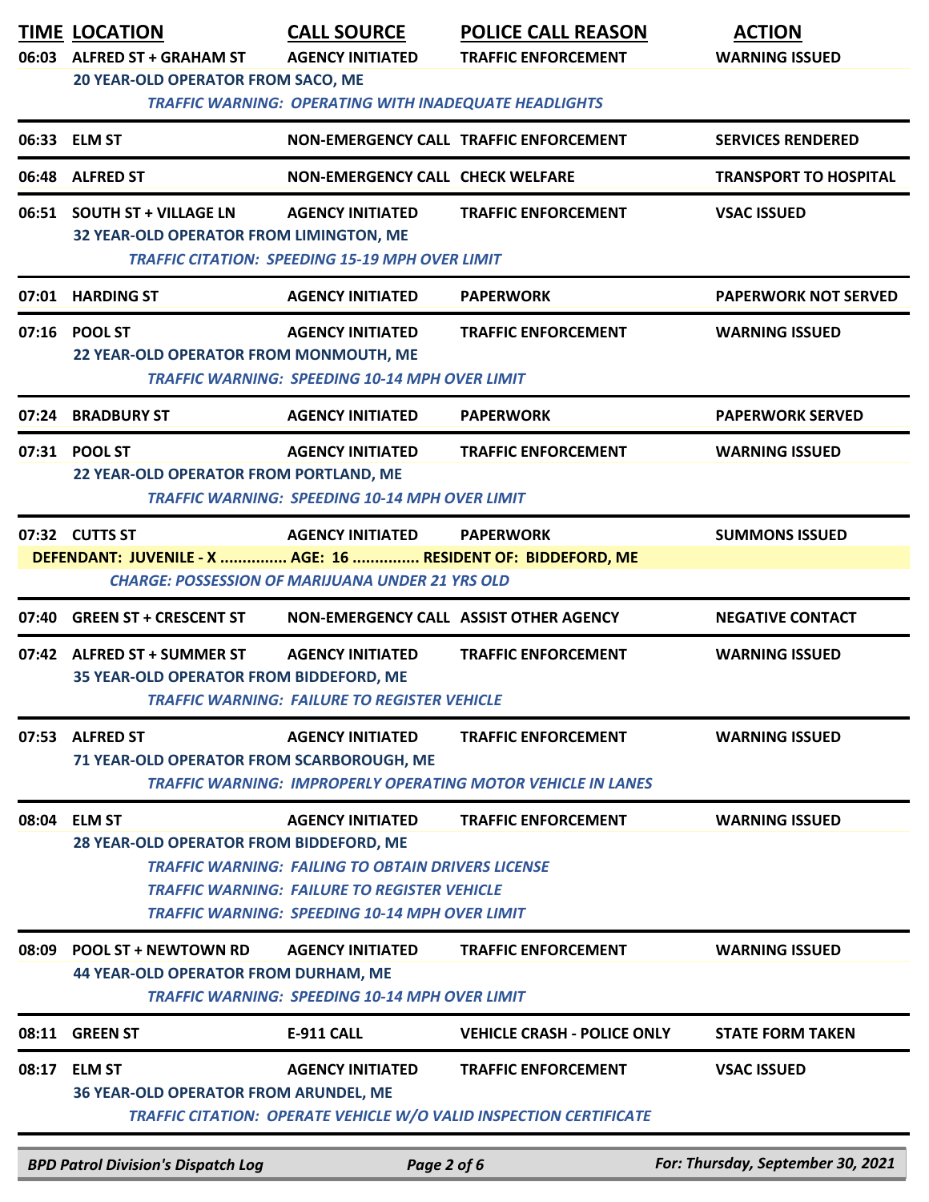| TIME | LOCATION | CALL SOURCE | POLICE CALL REASON | ACTION |
|---|---|---|---|---|
| 06:03 | ALFRED ST + GRAHAM ST | AGENCY INITIATED | TRAFFIC ENFORCEMENT | WARNING ISSUED |
| | 20 YEAR-OLD OPERATOR FROM SACO, ME | | | |
| | | *TRAFFIC WARNING: OPERATING WITH INADEQUATE HEADLIGHTS* | | |
| 06:33 | ELM ST | NON-EMERGENCY CALL | TRAFFIC ENFORCEMENT | SERVICES RENDERED |
| 06:48 | ALFRED ST | NON-EMERGENCY CALL | CHECK WELFARE | TRANSPORT TO HOSPITAL |
| 06:51 | SOUTH ST + VILLAGE LN | AGENCY INITIATED | TRAFFIC ENFORCEMENT | VSAC ISSUED |
| | 32 YEAR-OLD OPERATOR FROM LIMINGTON, ME | | | |
| | | *TRAFFIC CITATION: SPEEDING 15-19 MPH OVER LIMIT* | | |
| 07:01 | HARDING ST | AGENCY INITIATED | PAPERWORK | PAPERWORK NOT SERVED |
| 07:16 | POOL ST | AGENCY INITIATED | TRAFFIC ENFORCEMENT | WARNING ISSUED |
| | 22 YEAR-OLD OPERATOR FROM MONMOUTH, ME | | | |
| | | *TRAFFIC WARNING: SPEEDING 10-14 MPH OVER LIMIT* | | |
| 07:24 | BRADBURY ST | AGENCY INITIATED | PAPERWORK | PAPERWORK SERVED |
| 07:31 | POOL ST | AGENCY INITIATED | TRAFFIC ENFORCEMENT | WARNING ISSUED |
| | 22 YEAR-OLD OPERATOR FROM PORTLAND, ME | | | |
| | | *TRAFFIC WARNING: SPEEDING 10-14 MPH OVER LIMIT* | | |
| 07:32 | CUTTS ST | AGENCY INITIATED | PAPERWORK | SUMMONS ISSUED |
| | DEFENDANT: JUVENILE - X ............... AGE: 16 ............... RESIDENT OF: BIDDEFORD, ME | | | |
| | | *CHARGE: POSSESSION OF MARIJUANA UNDER 21 YRS OLD* | | |
| 07:40 | GREEN ST + CRESCENT ST | NON-EMERGENCY CALL | ASSIST OTHER AGENCY | NEGATIVE CONTACT |
| 07:42 | ALFRED ST + SUMMER ST | AGENCY INITIATED | TRAFFIC ENFORCEMENT | WARNING ISSUED |
| | 35 YEAR-OLD OPERATOR FROM BIDDEFORD, ME | | | |
| | | *TRAFFIC WARNING: FAILURE TO REGISTER VEHICLE* | | |
| 07:53 | ALFRED ST | AGENCY INITIATED | TRAFFIC ENFORCEMENT | WARNING ISSUED |
| | 71 YEAR-OLD OPERATOR FROM SCARBOROUGH, ME | | | |
| | | *TRAFFIC WARNING: IMPROPERLY OPERATING MOTOR VEHICLE IN LANES* | | |
| 08:04 | ELM ST | AGENCY INITIATED | TRAFFIC ENFORCEMENT | WARNING ISSUED |
| | 28 YEAR-OLD OPERATOR FROM BIDDEFORD, ME | | | |
| | | *TRAFFIC WARNING: FAILING TO OBTAIN DRIVERS LICENSE* | | |
| | | *TRAFFIC WARNING: FAILURE TO REGISTER VEHICLE* | | |
| | | *TRAFFIC WARNING: SPEEDING 10-14 MPH OVER LIMIT* | | |
| 08:09 | POOL ST + NEWTOWN RD | AGENCY INITIATED | TRAFFIC ENFORCEMENT | WARNING ISSUED |
| | 44 YEAR-OLD OPERATOR FROM DURHAM, ME | | | |
| | | *TRAFFIC WARNING: SPEEDING 10-14 MPH OVER LIMIT* | | |
| 08:11 | GREEN ST | E-911 CALL | VEHICLE CRASH - POLICE ONLY | STATE FORM TAKEN |
| 08:17 | ELM ST | AGENCY INITIATED | TRAFFIC ENFORCEMENT | VSAC ISSUED |
| | 36 YEAR-OLD OPERATOR FROM ARUNDEL, ME | | | |
| | | *TRAFFIC CITATION: OPERATE VEHICLE W/O VALID INSPECTION CERTIFICATE* | | |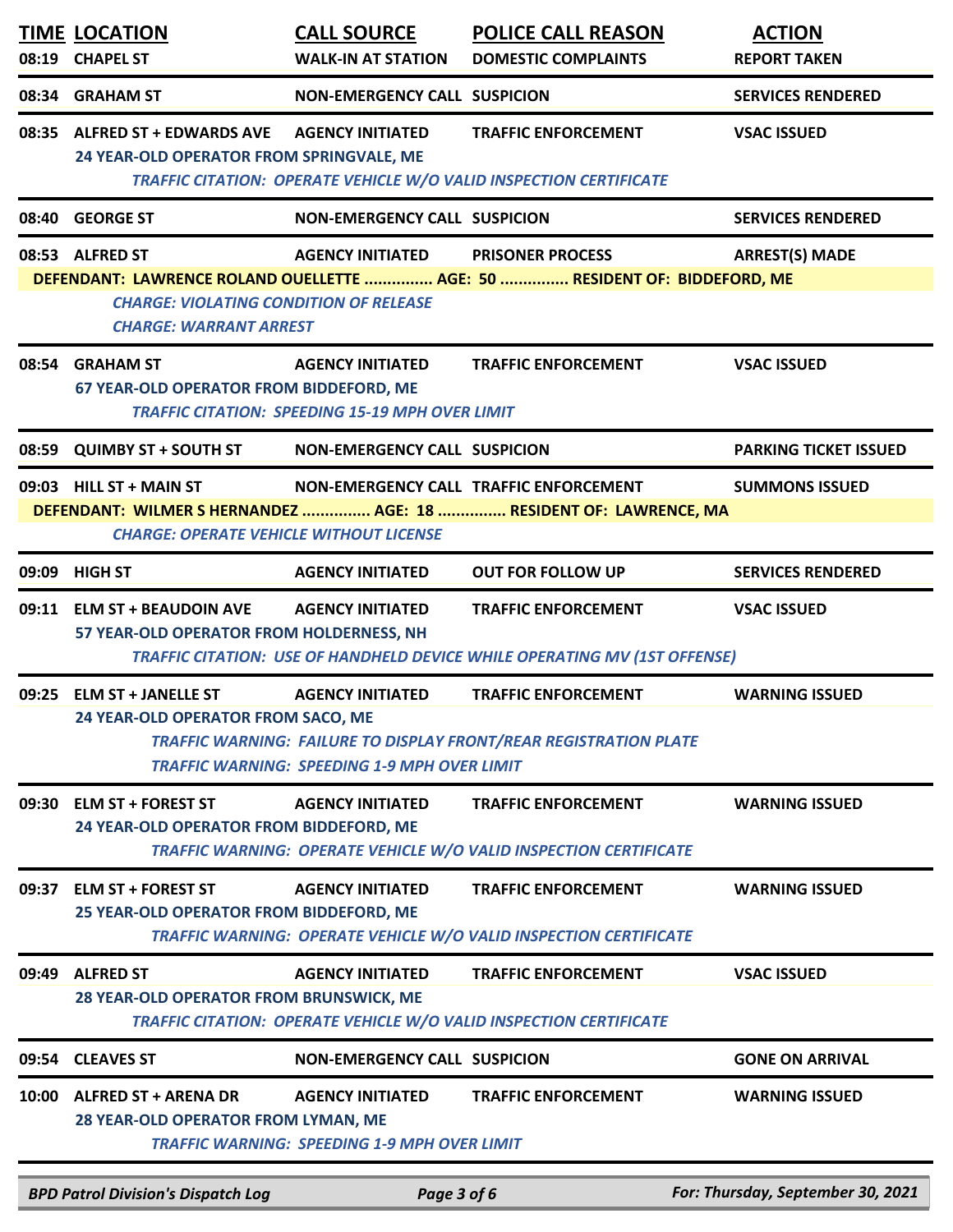| TIME | LOCATION | CALL SOURCE | POLICE CALL REASON | ACTION |
|---|---|---|---|---|
| 08:19 | CHAPEL ST | WALK-IN AT STATION | DOMESTIC COMPLAINTS | REPORT TAKEN |
| 08:34 | GRAHAM ST | NON-EMERGENCY CALL | SUSPICION | SERVICES RENDERED |
| 08:35 | ALFRED ST + EDWARDS AVE | AGENCY INITIATED | TRAFFIC ENFORCEMENT | VSAC ISSUED |

24 YEAR-OLD OPERATOR FROM SPRINGVALE, ME

*TRAFFIC CITATION: OPERATE VEHICLE W/O VALID INSPECTION CERTIFICATE*

| | | | | |
|---|---|---|---|---|
| 08:40 | GEORGE ST | NON-EMERGENCY CALL | SUSPICION | SERVICES RENDERED |
| 08:53 | ALFRED ST | AGENCY INITIATED | PRISONER PROCESS | ARREST(S) MADE |

**DEFENDANT: LAWRENCE ROLAND OUELLETTE ............... AGE: 50 ............... RESIDENT OF: BIDDEFORD, ME**

*CHARGE: VIOLATING CONDITION OF RELEASE*
*CHARGE: WARRANT ARREST*

| | | | | |
|---|---|---|---|---|
| 08:54 | GRAHAM ST | AGENCY INITIATED | TRAFFIC ENFORCEMENT | VSAC ISSUED |

67 YEAR-OLD OPERATOR FROM BIDDEFORD, ME

*TRAFFIC CITATION: SPEEDING 15-19 MPH OVER LIMIT*

| | | | | |
|---|---|---|---|---|
| 08:59 | QUIMBY ST + SOUTH ST | NON-EMERGENCY CALL | SUSPICION | PARKING TICKET ISSUED |
| 09:03 | HILL ST + MAIN ST | NON-EMERGENCY CALL | TRAFFIC ENFORCEMENT | SUMMONS ISSUED |

**DEFENDANT: WILMER S HERNANDEZ ............... AGE: 18 ............... RESIDENT OF: LAWRENCE, MA**

*CHARGE: OPERATE VEHICLE WITHOUT LICENSE*

| | | | | |
|---|---|---|---|---|
| 09:09 | HIGH ST | AGENCY INITIATED | OUT FOR FOLLOW UP | SERVICES RENDERED |
| 09:11 | ELM ST + BEAUDOIN AVE | AGENCY INITIATED | TRAFFIC ENFORCEMENT | VSAC ISSUED |

57 YEAR-OLD OPERATOR FROM HOLDERNESS, NH

*TRAFFIC CITATION: USE OF HANDHELD DEVICE WHILE OPERATING MV (1ST OFFENSE)*

| | | | | |
|---|---|---|---|---|
| 09:25 | ELM ST + JANELLE ST | AGENCY INITIATED | TRAFFIC ENFORCEMENT | WARNING ISSUED |

24 YEAR-OLD OPERATOR FROM SACO, ME

*TRAFFIC WARNING: FAILURE TO DISPLAY FRONT/REAR REGISTRATION PLATE*
*TRAFFIC WARNING: SPEEDING 1-9 MPH OVER LIMIT*

| | | | | |
|---|---|---|---|---|
| 09:30 | ELM ST + FOREST ST | AGENCY INITIATED | TRAFFIC ENFORCEMENT | WARNING ISSUED |

24 YEAR-OLD OPERATOR FROM BIDDEFORD, ME

*TRAFFIC WARNING: OPERATE VEHICLE W/O VALID INSPECTION CERTIFICATE*

| | | | | |
|---|---|---|---|---|
| 09:37 | ELM ST + FOREST ST | AGENCY INITIATED | TRAFFIC ENFORCEMENT | WARNING ISSUED |

25 YEAR-OLD OPERATOR FROM BIDDEFORD, ME

*TRAFFIC WARNING: OPERATE VEHICLE W/O VALID INSPECTION CERTIFICATE*

| | | | | |
|---|---|---|---|---|
| 09:49 | ALFRED ST | AGENCY INITIATED | TRAFFIC ENFORCEMENT | VSAC ISSUED |

28 YEAR-OLD OPERATOR FROM BRUNSWICK, ME

*TRAFFIC CITATION: OPERATE VEHICLE W/O VALID INSPECTION CERTIFICATE*

| | | | | |
|---|---|---|---|---|
| 09:54 | CLEAVES ST | NON-EMERGENCY CALL | SUSPICION | GONE ON ARRIVAL |
| 10:00 | ALFRED ST + ARENA DR | AGENCY INITIATED | TRAFFIC ENFORCEMENT | WARNING ISSUED |

28 YEAR-OLD OPERATOR FROM LYMAN, ME

*TRAFFIC WARNING: SPEEDING 1-9 MPH OVER LIMIT*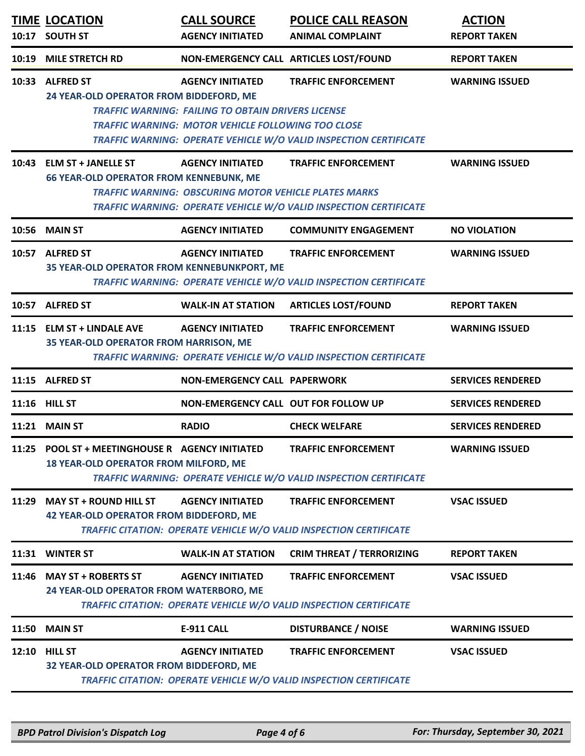| TIME | LOCATION | CALL SOURCE | POLICE CALL REASON | ACTION |
|---|---|---|---|---|
| 10:17 | SOUTH ST | AGENCY INITIATED | ANIMAL COMPLAINT | REPORT TAKEN |
| 10:19 | MILE STRETCH RD | NON-EMERGENCY CALL | ARTICLES LOST/FOUND | REPORT TAKEN |
| 10:33 | ALFRED ST | AGENCY INITIATED | TRAFFIC ENFORCEMENT | WARNING ISSUED |
| | 24 YEAR-OLD OPERATOR FROM BIDDEFORD, ME<br>*TRAFFIC WARNING: FAILING TO OBTAIN DRIVERS LICENSE*<br>*TRAFFIC WARNING: MOTOR VEHICLE FOLLOWING TOO CLOSE*<br>*TRAFFIC WARNING: OPERATE VEHICLE W/O VALID INSPECTION CERTIFICATE* | | | |
| 10:43 | ELM ST + JANELLE ST | AGENCY INITIATED | TRAFFIC ENFORCEMENT | WARNING ISSUED |
| | 66 YEAR-OLD OPERATOR FROM KENNEBUNK, ME<br>*TRAFFIC WARNING: OBSCURING MOTOR VEHICLE PLATES MARKS*<br>*TRAFFIC WARNING: OPERATE VEHICLE W/O VALID INSPECTION CERTIFICATE* | | | |
| 10:56 | MAIN ST | AGENCY INITIATED | COMMUNITY ENGAGEMENT | NO VIOLATION |
| 10:57 | ALFRED ST | AGENCY INITIATED | TRAFFIC ENFORCEMENT | WARNING ISSUED |
| | 35 YEAR-OLD OPERATOR FROM KENNEBUNKPORT, ME<br>*TRAFFIC WARNING: OPERATE VEHICLE W/O VALID INSPECTION CERTIFICATE* | | | |
| 10:57 | ALFRED ST | WALK-IN AT STATION | ARTICLES LOST/FOUND | REPORT TAKEN |
| 11:15 | ELM ST + LINDALE AVE | AGENCY INITIATED | TRAFFIC ENFORCEMENT | WARNING ISSUED |
| | 35 YEAR-OLD OPERATOR FROM HARRISON, ME<br>*TRAFFIC WARNING: OPERATE VEHICLE W/O VALID INSPECTION CERTIFICATE* | | | |
| 11:15 | ALFRED ST | NON-EMERGENCY CALL | PAPERWORK | SERVICES RENDERED |
| 11:16 | HILL ST | NON-EMERGENCY CALL | OUT FOR FOLLOW UP | SERVICES RENDERED |
| 11:21 | MAIN ST | RADIO | CHECK WELFARE | SERVICES RENDERED |
| 11:25 | POOL ST + MEETINGHOUSE R | AGENCY INITIATED | TRAFFIC ENFORCEMENT | WARNING ISSUED |
| | 18 YEAR-OLD OPERATOR FROM MILFORD, ME<br>*TRAFFIC WARNING: OPERATE VEHICLE W/O VALID INSPECTION CERTIFICATE* | | | |
| 11:29 | MAY ST + ROUND HILL ST | AGENCY INITIATED | TRAFFIC ENFORCEMENT | VSAC ISSUED |
| | 42 YEAR-OLD OPERATOR FROM BIDDEFORD, ME<br>*TRAFFIC CITATION: OPERATE VEHICLE W/O VALID INSPECTION CERTIFICATE* | | | |
| 11:31 | WINTER ST | WALK-IN AT STATION | CRIM THREAT / TERRORIZING | REPORT TAKEN |
| 11:46 | MAY ST + ROBERTS ST | AGENCY INITIATED | TRAFFIC ENFORCEMENT | VSAC ISSUED |
| | 24 YEAR-OLD OPERATOR FROM WATERBORO, ME<br>*TRAFFIC CITATION: OPERATE VEHICLE W/O VALID INSPECTION CERTIFICATE* | | | |
| 11:50 | MAIN ST | E-911 CALL | DISTURBANCE / NOISE | WARNING ISSUED |
| 12:10 | HILL ST | AGENCY INITIATED | TRAFFIC ENFORCEMENT | VSAC ISSUED |
| | 32 YEAR-OLD OPERATOR FROM BIDDEFORD, ME<br>*TRAFFIC CITATION: OPERATE VEHICLE W/O VALID INSPECTION CERTIFICATE* | | | |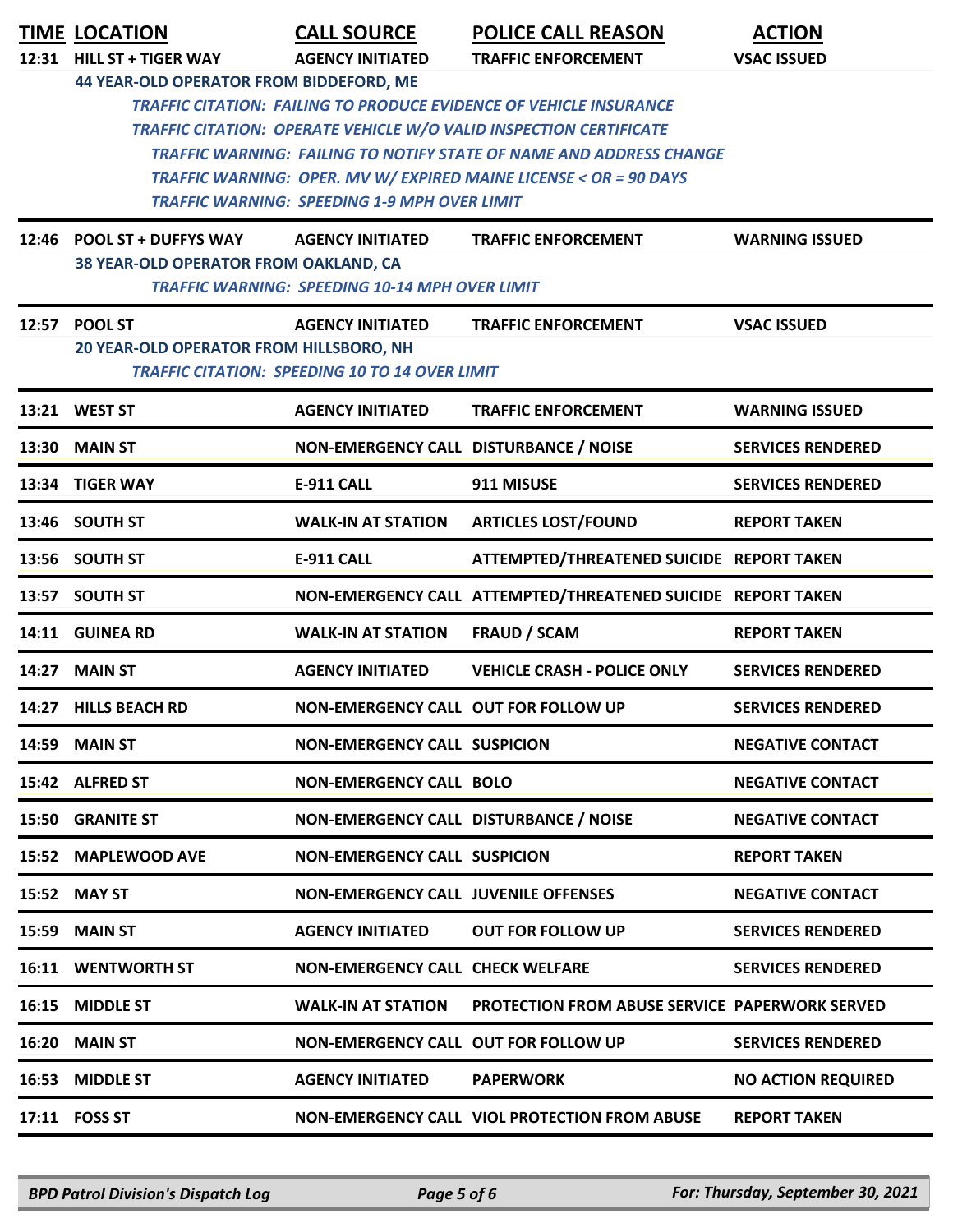| TIME | LOCATION | CALL SOURCE | POLICE CALL REASON | ACTION |
|---|---|---|---|---|
| 12:31 | HILL ST + TIGER WAY | AGENCY INITIATED | TRAFFIC ENFORCEMENT | VSAC ISSUED |
| | 44 YEAR-OLD OPERATOR FROM BIDDEFORD, ME | | | |
| | *TRAFFIC CITATION: FAILING TO PRODUCE EVIDENCE OF VEHICLE INSURANCE* | | | |
| | *TRAFFIC CITATION: OPERATE VEHICLE W/O VALID INSPECTION CERTIFICATE* | | | |
| | *TRAFFIC WARNING: FAILING TO NOTIFY STATE OF NAME AND ADDRESS CHANGE* | | | |
| | *TRAFFIC WARNING: OPER. MV W/ EXPIRED MAINE LICENSE < OR = 90 DAYS* | | | |
| | *TRAFFIC WARNING: SPEEDING 1-9 MPH OVER LIMIT* | | | |
| 12:46 | POOL ST + DUFFYS WAY | AGENCY INITIATED | TRAFFIC ENFORCEMENT | WARNING ISSUED |
| | 38 YEAR-OLD OPERATOR FROM OAKLAND, CA | | | |
| | *TRAFFIC WARNING: SPEEDING 10-14 MPH OVER LIMIT* | | | |
| 12:57 | POOL ST | AGENCY INITIATED | TRAFFIC ENFORCEMENT | VSAC ISSUED |
| | 20 YEAR-OLD OPERATOR FROM HILLSBORO, NH | | | |
| | *TRAFFIC CITATION: SPEEDING 10 TO 14 OVER LIMIT* | | | |
| 13:21 | WEST ST | AGENCY INITIATED | TRAFFIC ENFORCEMENT | WARNING ISSUED |
| 13:30 | MAIN ST | NON-EMERGENCY CALL | DISTURBANCE / NOISE | SERVICES RENDERED |
| 13:34 | TIGER WAY | E-911 CALL | 911 MISUSE | SERVICES RENDERED |
| 13:46 | SOUTH ST | WALK-IN AT STATION | ARTICLES LOST/FOUND | REPORT TAKEN |
| 13:56 | SOUTH ST | E-911 CALL | ATTEMPTED/THREATENED SUICIDE | REPORT TAKEN |
| 13:57 | SOUTH ST | NON-EMERGENCY CALL | ATTEMPTED/THREATENED SUICIDE | REPORT TAKEN |
| 14:11 | GUINEA RD | WALK-IN AT STATION | FRAUD / SCAM | REPORT TAKEN |
| 14:27 | MAIN ST | AGENCY INITIATED | VEHICLE CRASH - POLICE ONLY | SERVICES RENDERED |
| 14:27 | HILLS BEACH RD | NON-EMERGENCY CALL | OUT FOR FOLLOW UP | SERVICES RENDERED |
| 14:59 | MAIN ST | NON-EMERGENCY CALL | SUSPICION | NEGATIVE CONTACT |
| 15:42 | ALFRED ST | NON-EMERGENCY CALL | BOLO | NEGATIVE CONTACT |
| 15:50 | GRANITE ST | NON-EMERGENCY CALL | DISTURBANCE / NOISE | NEGATIVE CONTACT |
| 15:52 | MAPLEWOOD AVE | NON-EMERGENCY CALL | SUSPICION | REPORT TAKEN |
| 15:52 | MAY ST | NON-EMERGENCY CALL | JUVENILE OFFENSES | NEGATIVE CONTACT |
| 15:59 | MAIN ST | AGENCY INITIATED | OUT FOR FOLLOW UP | SERVICES RENDERED |
| 16:11 | WENTWORTH ST | NON-EMERGENCY CALL | CHECK WELFARE | SERVICES RENDERED |
| 16:15 | MIDDLE ST | WALK-IN AT STATION | PROTECTION FROM ABUSE SERVICE | PAPERWORK SERVED |
| 16:20 | MAIN ST | NON-EMERGENCY CALL | OUT FOR FOLLOW UP | SERVICES RENDERED |
| 16:53 | MIDDLE ST | AGENCY INITIATED | PAPERWORK | NO ACTION REQUIRED |
| 17:11 | FOSS ST | NON-EMERGENCY CALL | VIOL PROTECTION FROM ABUSE | REPORT TAKEN |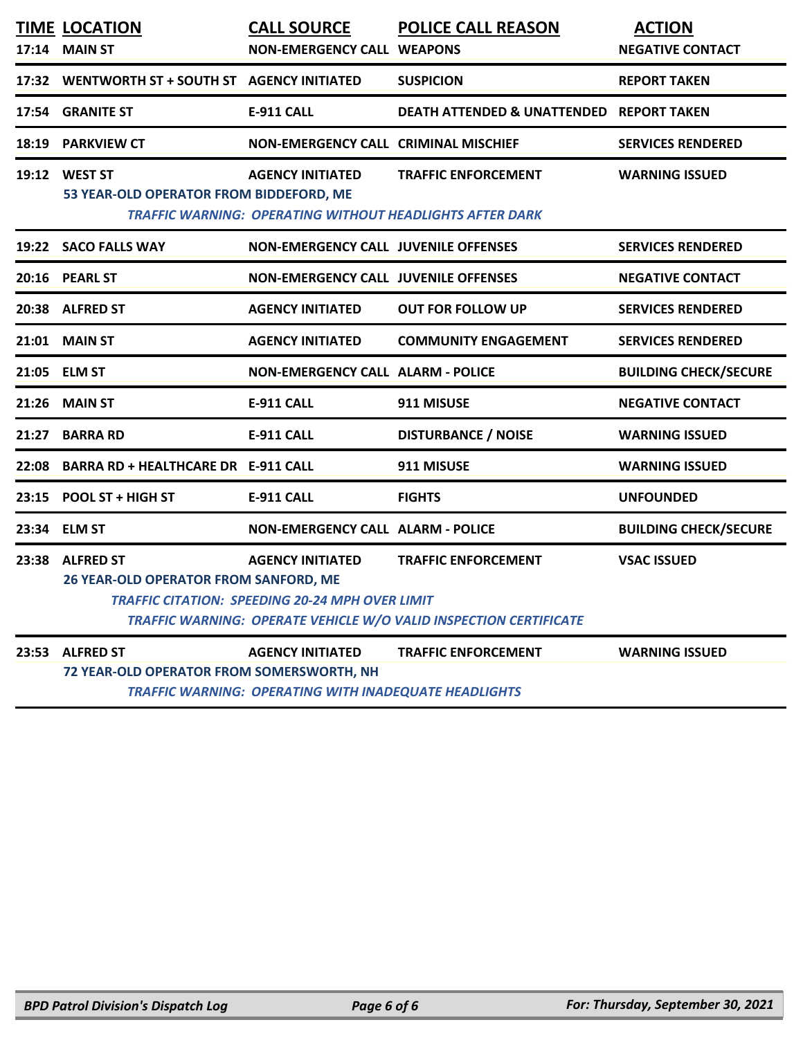| TIME | LOCATION | CALL SOURCE | POLICE CALL REASON | ACTION |
|---|---|---|---|---|
| 17:14 | MAIN ST | NON-EMERGENCY CALL | WEAPONS | NEGATIVE CONTACT |
| 17:32 | WENTWORTH ST + SOUTH ST | AGENCY INITIATED | SUSPICION | REPORT TAKEN |
| 17:54 | GRANITE ST | E-911 CALL | DEATH ATTENDED & UNATTENDED | REPORT TAKEN |
| 18:19 | PARKVIEW CT | NON-EMERGENCY CALL | CRIMINAL MISCHIEF | SERVICES RENDERED |
| 19:12 | WEST ST<br>53 YEAR-OLD OPERATOR FROM BIDDEFORD, ME<br>*TRAFFIC WARNING: OPERATING WITHOUT HEADLIGHTS AFTER DARK* | AGENCY INITIATED | TRAFFIC ENFORCEMENT | WARNING ISSUED |
| 19:22 | SACO FALLS WAY | NON-EMERGENCY CALL | JUVENILE OFFENSES | SERVICES RENDERED |
| 20:16 | PEARL ST | NON-EMERGENCY CALL | JUVENILE OFFENSES | NEGATIVE CONTACT |
| 20:38 | ALFRED ST | AGENCY INITIATED | OUT FOR FOLLOW UP | SERVICES RENDERED |
| 21:01 | MAIN ST | AGENCY INITIATED | COMMUNITY ENGAGEMENT | SERVICES RENDERED |
| 21:05 | ELM ST | NON-EMERGENCY CALL | ALARM - POLICE | BUILDING CHECK/SECURE |
| 21:26 | MAIN ST | E-911 CALL | 911 MISUSE | NEGATIVE CONTACT |
| 21:27 | BARRA RD | E-911 CALL | DISTURBANCE / NOISE | WARNING ISSUED |
| 22:08 | BARRA RD + HEALTHCARE DR | E-911 CALL | 911 MISUSE | WARNING ISSUED |
| 23:15 | POOL ST + HIGH ST | E-911 CALL | FIGHTS | UNFOUNDED |
| 23:34 | ELM ST | NON-EMERGENCY CALL | ALARM - POLICE | BUILDING CHECK/SECURE |
| 23:38 | ALFRED ST<br>26 YEAR-OLD OPERATOR FROM SANFORD, ME<br>*TRAFFIC CITATION: SPEEDING 20-24 MPH OVER LIMIT*<br>*TRAFFIC WARNING: OPERATE VEHICLE W/O VALID INSPECTION CERTIFICATE* | AGENCY INITIATED | TRAFFIC ENFORCEMENT | VSAC ISSUED |
| 23:53 | ALFRED ST<br>72 YEAR-OLD OPERATOR FROM SOMERSWORTH, NH<br>*TRAFFIC WARNING: OPERATING WITH INADEQUATE HEADLIGHTS* | AGENCY INITIATED | TRAFFIC ENFORCEMENT | WARNING ISSUED |